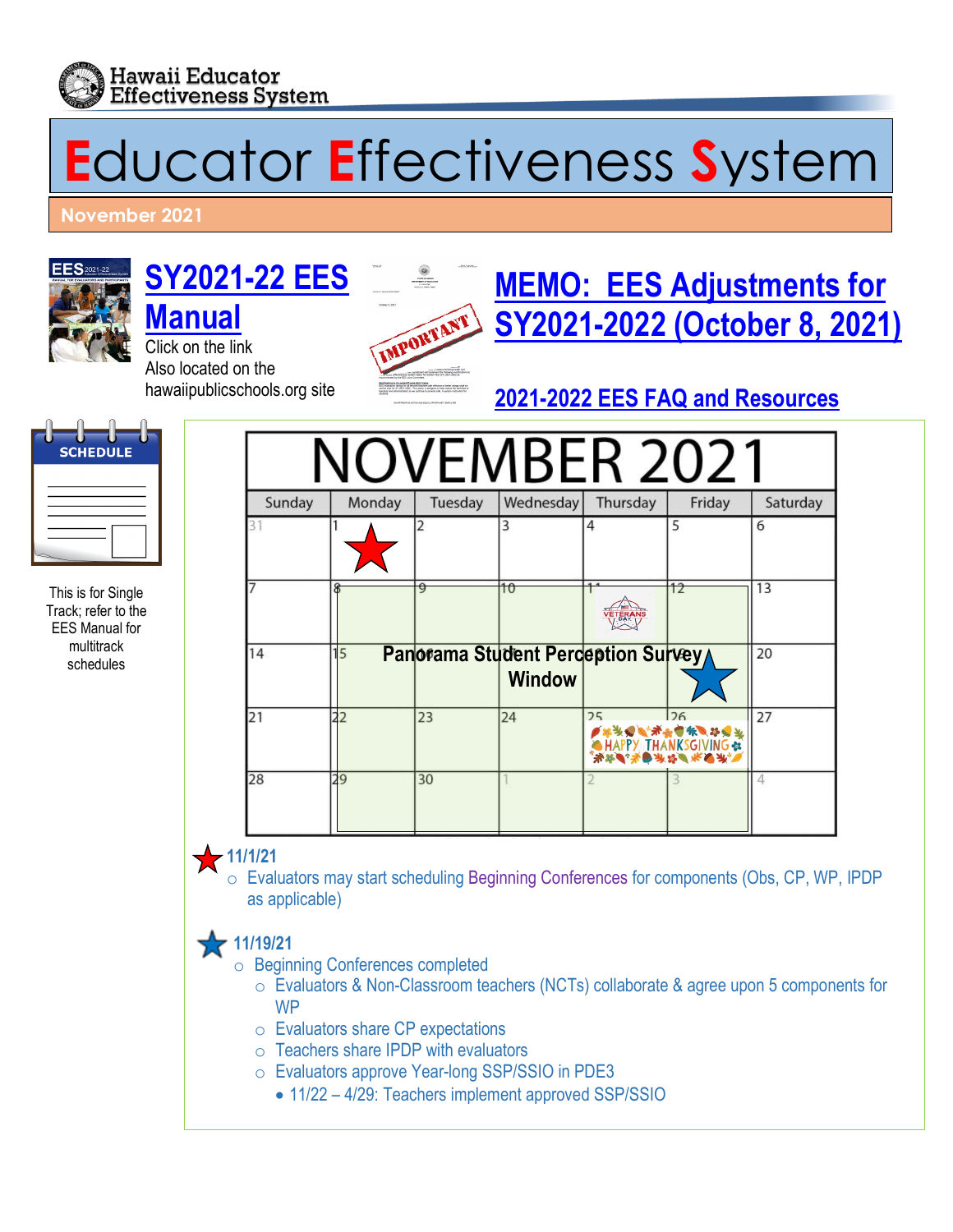Hawaii Educator Effectiveness System

# Educator Effectiveness System

November 2021

## SY2021-22 EES Manual

Click on the link
Also located on the hawaiipublicschools.org site

## MEMO: EES Adjustments for SY2021-2022 (October 8, 2021)

### 2021-2022 EES FAQ and Resources

SCHEDULE

This is for Single Track; refer to the EES Manual for multitrack schedules

## NOVEMBER 2021

| Sunday | Monday | Tuesday | Wednesday | Thursday | Friday | Saturday |
|---|---|---|---|---|---|---|
| 31 | 1 ★ | 2 | 3 | 4 | 5 | 6 |
| 7 | 8 | 9 | 10 | 11 VETERANS DAY | 12 | 13 |
| 14 | 15 | 16 | 17 | 18 | 19 ★ | 20 |
| 21 | 22 | 23 | 24 | 25 HAPPY THANKSGIVING | 26 | 27 |
| 28 | 29 | 30 | 1 | 2 | 3 | 4 |

Panorama Student Perception Survey Window (November 8 – December 3)

★ **11/1/21**
- Evaluators may start scheduling Beginning Conferences for components (Obs, CP, WP, IPDP as applicable)

★ **11/19/21**
- Beginning Conferences completed
  - Evaluators & Non-Classroom teachers (NCTs) collaborate & agree upon 5 components for WP
  - Evaluators share CP expectations
  - Teachers share IPDP with evaluators
  - Evaluators approve Year-long SSP/SSIO in PDE3
    - 11/22 – 4/29: Teachers implement approved SSP/SSIO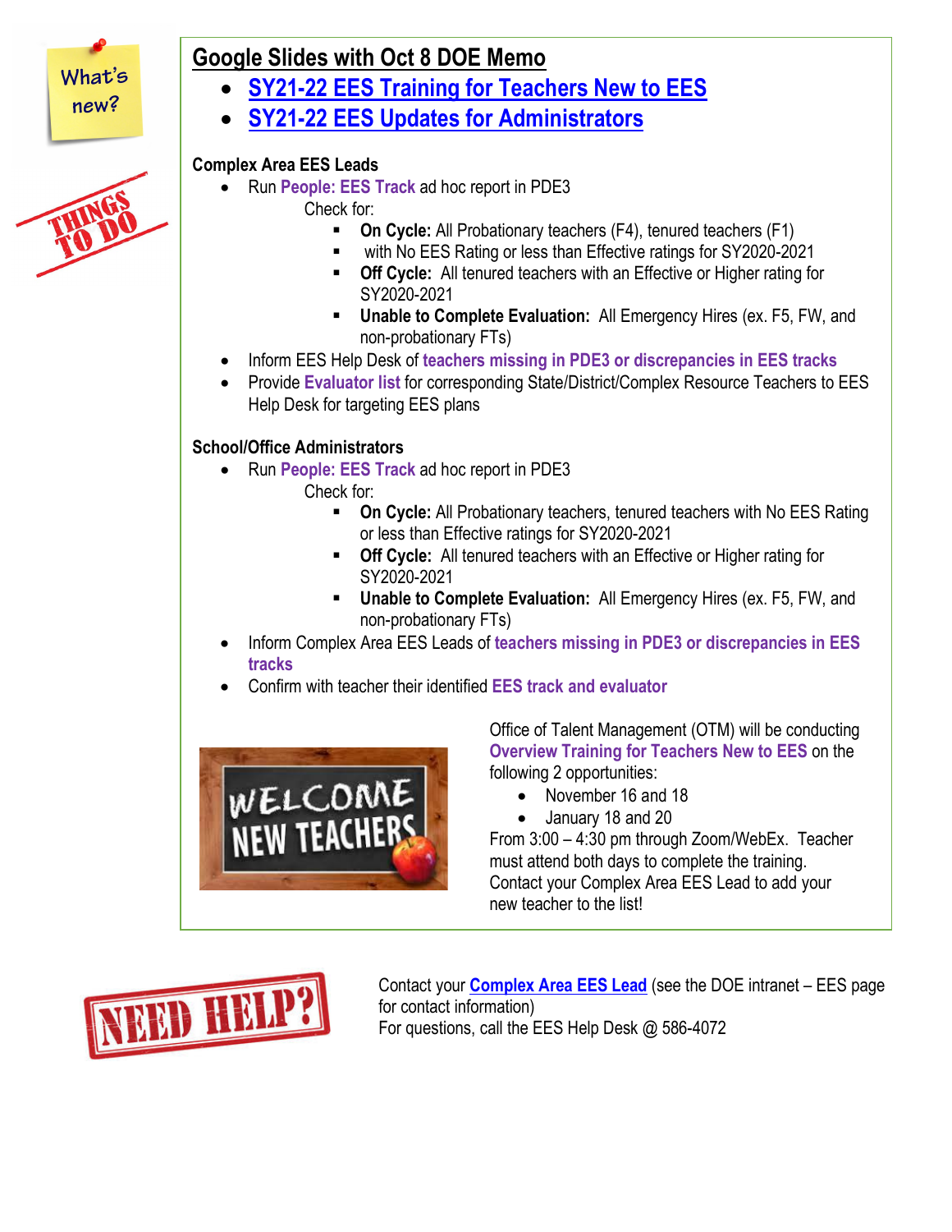## Google Slides with Oct 8 DOE Memo

- **SY21-22 EES Training for Teachers New to EES**
- **SY21-22 EES Updates for Administrators**

**Complex Area EES Leads**

- Run **People: EES Track** ad hoc report in PDE3
  Check for:
  - **On Cycle:** All Probationary teachers (F4), tenured teachers (F1)
  - with No EES Rating or less than Effective ratings for SY2020-2021
  - **Off Cycle:** All tenured teachers with an Effective or Higher rating for SY2020-2021
  - **Unable to Complete Evaluation:** All Emergency Hires (ex. F5, FW, and non-probationary FTs)
- Inform EES Help Desk of **teachers missing in PDE3 or discrepancies in EES tracks**
- Provide **Evaluator list** for corresponding State/District/Complex Resource Teachers to EES Help Desk for targeting EES plans

**School/Office Administrators**

- Run **People: EES Track** ad hoc report in PDE3
  Check for:
  - **On Cycle:** All Probationary teachers, tenured teachers with No EES Rating or less than Effective ratings for SY2020-2021
  - **Off Cycle:** All tenured teachers with an Effective or Higher rating for SY2020-2021
  - **Unable to Complete Evaluation:** All Emergency Hires (ex. F5, FW, and non-probationary FTs)
- Inform Complex Area EES Leads of **teachers missing in PDE3 or discrepancies in EES tracks**
- Confirm with teacher their identified **EES track and evaluator**

Office of Talent Management (OTM) will be conducting **Overview Training for Teachers New to EES** on the following 2 opportunities:

- November 16 and 18
- January 18 and 20

From 3:00 – 4:30 pm through Zoom/WebEx. Teacher must attend both days to complete the training. Contact your Complex Area EES Lead to add your new teacher to the list!

Contact your **Complex Area EES Lead** (see the DOE intranet – EES page for contact information)
For questions, call the EES Help Desk @ 586-4072